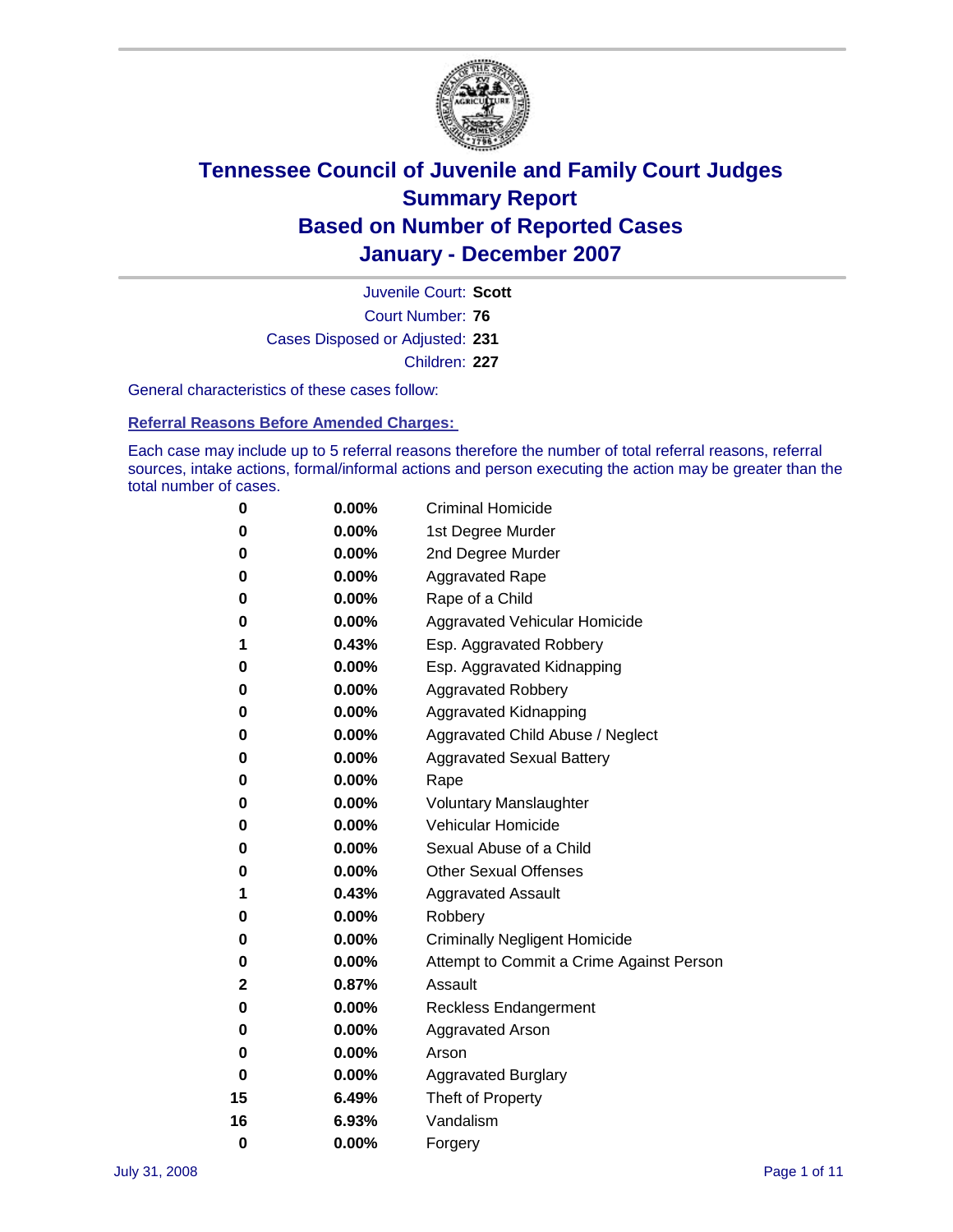# Tennessee Council of Juvenile and Family Court Judges
## Summary Report
## Based on Number of Reported Cases
## January - December 2007

Juvenile Court: **Scott**

Court Number: **76**

Cases Disposed or Adjusted: **231**

Children: **227**

General characteristics of these cases follow:

### Referral Reasons Before Amended Charges:

Each case may include up to 5 referral reasons therefore the number of total referral reasons, referral sources, intake actions, formal/informal actions and person executing the action may be greater than the total number of cases.

| | | |
|---|---|---|
| 0 | 0.00% | Criminal Homicide |
| 0 | 0.00% | 1st Degree Murder |
| 0 | 0.00% | 2nd Degree Murder |
| 0 | 0.00% | Aggravated Rape |
| 0 | 0.00% | Rape of a Child |
| 0 | 0.00% | Aggravated Vehicular Homicide |
| 1 | 0.43% | Esp. Aggravated Robbery |
| 0 | 0.00% | Esp. Aggravated Kidnapping |
| 0 | 0.00% | Aggravated Robbery |
| 0 | 0.00% | Aggravated Kidnapping |
| 0 | 0.00% | Aggravated Child Abuse / Neglect |
| 0 | 0.00% | Aggravated Sexual Battery |
| 0 | 0.00% | Rape |
| 0 | 0.00% | Voluntary Manslaughter |
| 0 | 0.00% | Vehicular Homicide |
| 0 | 0.00% | Sexual Abuse of a Child |
| 0 | 0.00% | Other Sexual Offenses |
| 1 | 0.43% | Aggravated Assault |
| 0 | 0.00% | Robbery |
| 0 | 0.00% | Criminally Negligent Homicide |
| 0 | 0.00% | Attempt to Commit a Crime Against Person |
| 2 | 0.87% | Assault |
| 0 | 0.00% | Reckless Endangerment |
| 0 | 0.00% | Aggravated Arson |
| 0 | 0.00% | Arson |
| 0 | 0.00% | Aggravated Burglary |
| 15 | 6.49% | Theft of Property |
| 16 | 6.93% | Vandalism |
| 0 | 0.00% | Forgery |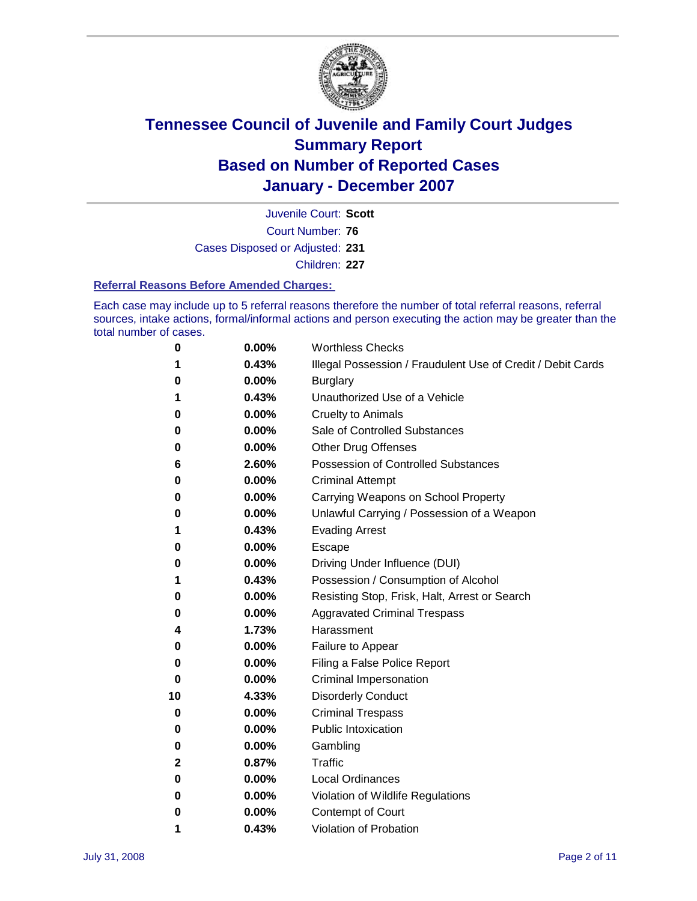# Tennessee Council of Juvenile and Family Court Judges
## Summary Report
## Based on Number of Reported Cases
## January - December 2007

Juvenile Court: **Scott**

Court Number: **76**

Cases Disposed or Adjusted: **231**

Children: **227**

### Referral Reasons Before Amended Charges:

Each case may include up to 5 referral reasons therefore the number of total referral reasons, referral sources, intake actions, formal/informal actions and person executing the action may be greater than the total number of cases.

| Count | Percent | Referral Reason |
|---|---|---|
| 0 | 0.00% | Worthless Checks |
| 1 | 0.43% | Illegal Possession / Fraudulent Use of Credit / Debit Cards |
| 0 | 0.00% | Burglary |
| 1 | 0.43% | Unauthorized Use of a Vehicle |
| 0 | 0.00% | Cruelty to Animals |
| 0 | 0.00% | Sale of Controlled Substances |
| 0 | 0.00% | Other Drug Offenses |
| 6 | 2.60% | Possession of Controlled Substances |
| 0 | 0.00% | Criminal Attempt |
| 0 | 0.00% | Carrying Weapons on School Property |
| 0 | 0.00% | Unlawful Carrying / Possession of a Weapon |
| 1 | 0.43% | Evading Arrest |
| 0 | 0.00% | Escape |
| 0 | 0.00% | Driving Under Influence (DUI) |
| 1 | 0.43% | Possession / Consumption of Alcohol |
| 0 | 0.00% | Resisting Stop, Frisk, Halt, Arrest or Search |
| 0 | 0.00% | Aggravated Criminal Trespass |
| 4 | 1.73% | Harassment |
| 0 | 0.00% | Failure to Appear |
| 0 | 0.00% | Filing a False Police Report |
| 0 | 0.00% | Criminal Impersonation |
| 10 | 4.33% | Disorderly Conduct |
| 0 | 0.00% | Criminal Trespass |
| 0 | 0.00% | Public Intoxication |
| 0 | 0.00% | Gambling |
| 2 | 0.87% | Traffic |
| 0 | 0.00% | Local Ordinances |
| 0 | 0.00% | Violation of Wildlife Regulations |
| 0 | 0.00% | Contempt of Court |
| 1 | 0.43% | Violation of Probation |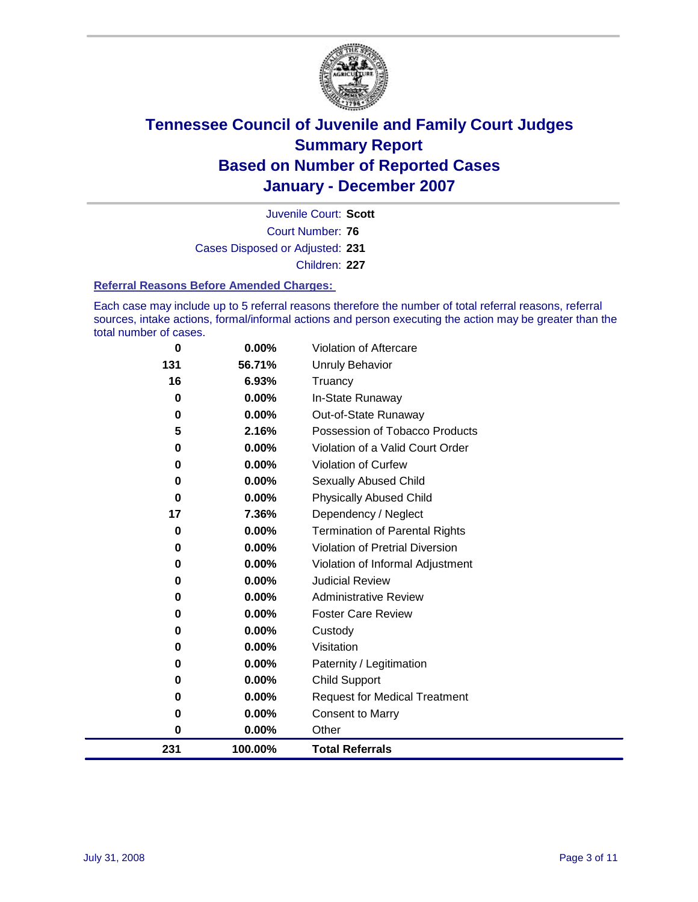# Tennessee Council of Juvenile and Family Court Judges
# Summary Report
# Based on Number of Reported Cases
# January - December 2007

Juvenile Court: **Scott**

Court Number: **76**

Cases Disposed or Adjusted: **231**

Children: **227**

### Referral Reasons Before Amended Charges:

Each case may include up to 5 referral reasons therefore the number of total referral reasons, referral sources, intake actions, formal/informal actions and person executing the action may be greater than the total number of cases.

| Count | Percent | Referral Reason |
|---|---|---|
| 0 | 0.00% | Violation of Aftercare |
| 131 | 56.71% | Unruly Behavior |
| 16 | 6.93% | Truancy |
| 0 | 0.00% | In-State Runaway |
| 0 | 0.00% | Out-of-State Runaway |
| 5 | 2.16% | Possession of Tobacco Products |
| 0 | 0.00% | Violation of a Valid Court Order |
| 0 | 0.00% | Violation of Curfew |
| 0 | 0.00% | Sexually Abused Child |
| 0 | 0.00% | Physically Abused Child |
| 17 | 7.36% | Dependency / Neglect |
| 0 | 0.00% | Termination of Parental Rights |
| 0 | 0.00% | Violation of Pretrial Diversion |
| 0 | 0.00% | Violation of Informal Adjustment |
| 0 | 0.00% | Judicial Review |
| 0 | 0.00% | Administrative Review |
| 0 | 0.00% | Foster Care Review |
| 0 | 0.00% | Custody |
| 0 | 0.00% | Visitation |
| 0 | 0.00% | Paternity / Legitimation |
| 0 | 0.00% | Child Support |
| 0 | 0.00% | Request for Medical Treatment |
| 0 | 0.00% | Consent to Marry |
| 0 | 0.00% | Other |
| **231** | **100.00%** | **Total Referrals** |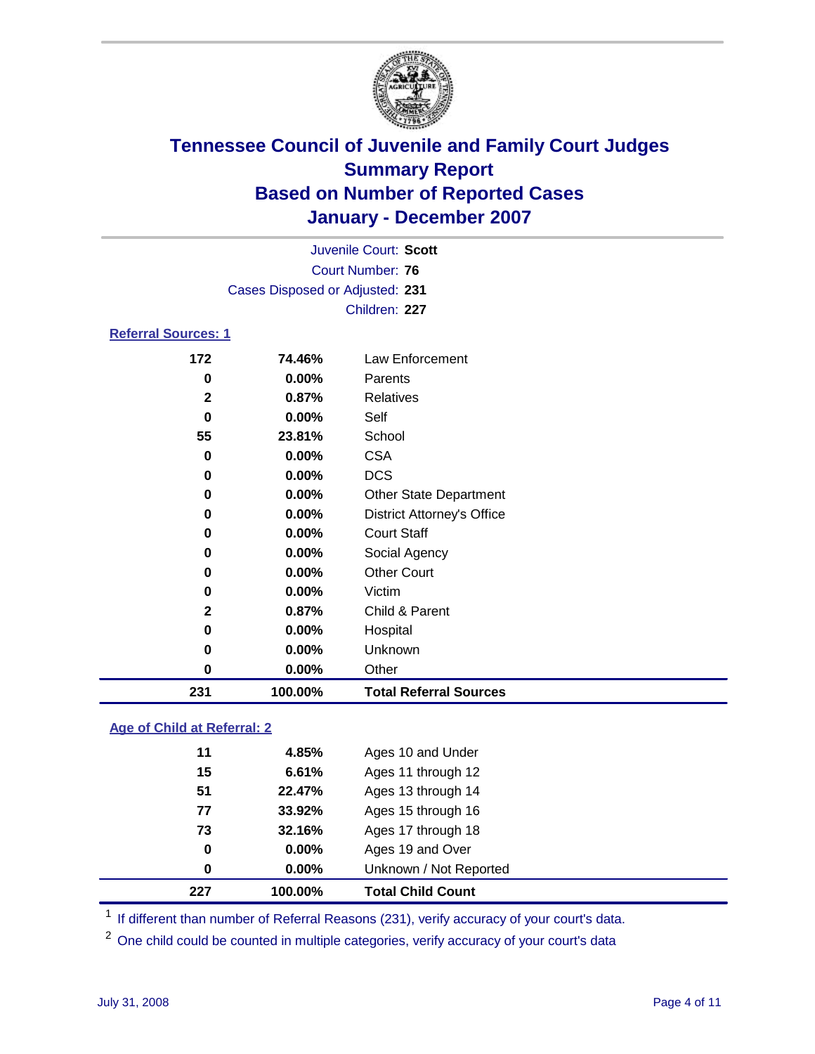# Tennessee Council of Juvenile and Family Court Judges
## Summary Report
## Based on Number of Reported Cases
## January - December 2007

Juvenile Court: **Scott**
Court Number: **76**
Cases Disposed or Adjusted: **231**
Children: **227**

### Referral Sources: 1

| Count | Percent | Source |
|---|---|---|
| 172 | 74.46% | Law Enforcement |
| 0 | 0.00% | Parents |
| 2 | 0.87% | Relatives |
| 0 | 0.00% | Self |
| 55 | 23.81% | School |
| 0 | 0.00% | CSA |
| 0 | 0.00% | DCS |
| 0 | 0.00% | Other State Department |
| 0 | 0.00% | District Attorney's Office |
| 0 | 0.00% | Court Staff |
| 0 | 0.00% | Social Agency |
| 0 | 0.00% | Other Court |
| 0 | 0.00% | Victim |
| 2 | 0.87% | Child & Parent |
| 0 | 0.00% | Hospital |
| 0 | 0.00% | Unknown |
| 0 | 0.00% | Other |
| **231** | **100.00%** | **Total Referral Sources** |

### Age of Child at Referral: 2

| Count | Percent | Age |
|---|---|---|
| 11 | 4.85% | Ages 10 and Under |
| 15 | 6.61% | Ages 11 through 12 |
| 51 | 22.47% | Ages 13 through 14 |
| 77 | 33.92% | Ages 15 through 16 |
| 73 | 32.16% | Ages 17 through 18 |
| 0 | 0.00% | Ages 19 and Over |
| 0 | 0.00% | Unknown / Not Reported |
| **227** | **100.00%** | **Total Child Count** |

[1] If different than number of Referral Reasons (231), verify accuracy of your court's data.

[2] One child could be counted in multiple categories, verify accuracy of your court's data

July 31, 2008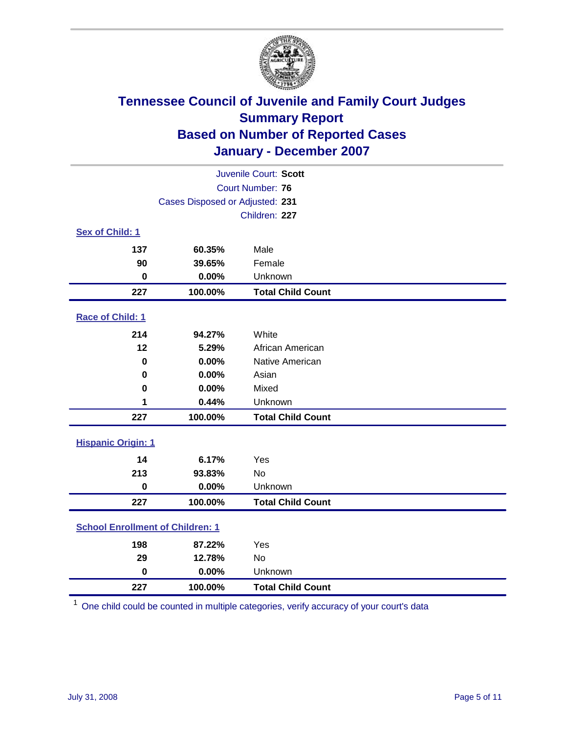# Tennessee Council of Juvenile and Family Court Judges
## Summary Report
## Based on Number of Reported Cases
## January - December 2007

Juvenile Court: **Scott**

Court Number: **76**

Cases Disposed or Adjusted: **231**

Children: **227**

### Sex of Child: 1

| | | |
|---|---|---|
| 137 | 60.35% | Male |
| 90 | 39.65% | Female |
| 0 | 0.00% | Unknown |
| **227** | **100.00%** | **Total Child Count** |

### Race of Child: 1

| | | |
|---|---|---|
| 214 | 94.27% | White |
| 12 | 5.29% | African American |
| 0 | 0.00% | Native American |
| 0 | 0.00% | Asian |
| 0 | 0.00% | Mixed |
| 1 | 0.44% | Unknown |
| **227** | **100.00%** | **Total Child Count** |

### Hispanic Origin: 1

| | | |
|---|---|---|
| 14 | 6.17% | Yes |
| 213 | 93.83% | No |
| 0 | 0.00% | Unknown |
| **227** | **100.00%** | **Total Child Count** |

### School Enrollment of Children: 1

| | | |
|---|---|---|
| 198 | 87.22% | Yes |
| 29 | 12.78% | No |
| 0 | 0.00% | Unknown |
| **227** | **100.00%** | **Total Child Count** |

[1] One child could be counted in multiple categories, verify accuracy of your court's data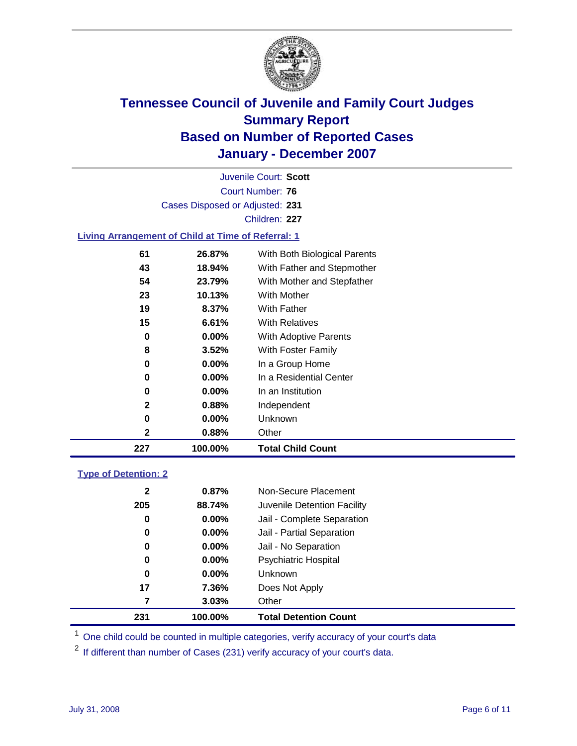# Tennessee Council of Juvenile and Family Court Judges
## Summary Report
## Based on Number of Reported Cases
## January - December 2007

Juvenile Court: **Scott**
Court Number: **76**
Cases Disposed or Adjusted: **231**
Children: **227**

### Living Arrangement of Child at Time of Referral: 1

| Count | Percent | Category |
|---|---|---|
| 61 | 26.87% | With Both Biological Parents |
| 43 | 18.94% | With Father and Stepmother |
| 54 | 23.79% | With Mother and Stepfather |
| 23 | 10.13% | With Mother |
| 19 | 8.37% | With Father |
| 15 | 6.61% | With Relatives |
| 0 | 0.00% | With Adoptive Parents |
| 8 | 3.52% | With Foster Family |
| 0 | 0.00% | In a Group Home |
| 0 | 0.00% | In a Residential Center |
| 0 | 0.00% | In an Institution |
| 2 | 0.88% | Independent |
| 0 | 0.00% | Unknown |
| 2 | 0.88% | Other |
| **227** | **100.00%** | **Total Child Count** |

### Type of Detention: 2

| Count | Percent | Category |
|---|---|---|
| 2 | 0.87% | Non-Secure Placement |
| 205 | 88.74% | Juvenile Detention Facility |
| 0 | 0.00% | Jail - Complete Separation |
| 0 | 0.00% | Jail - Partial Separation |
| 0 | 0.00% | Jail - No Separation |
| 0 | 0.00% | Psychiatric Hospital |
| 0 | 0.00% | Unknown |
| 17 | 7.36% | Does Not Apply |
| 7 | 3.03% | Other |
| **231** | **100.00%** | **Total Detention Count** |

[1] One child could be counted in multiple categories, verify accuracy of your court's data

[2] If different than number of Cases (231) verify accuracy of your court's data.

July 31, 2008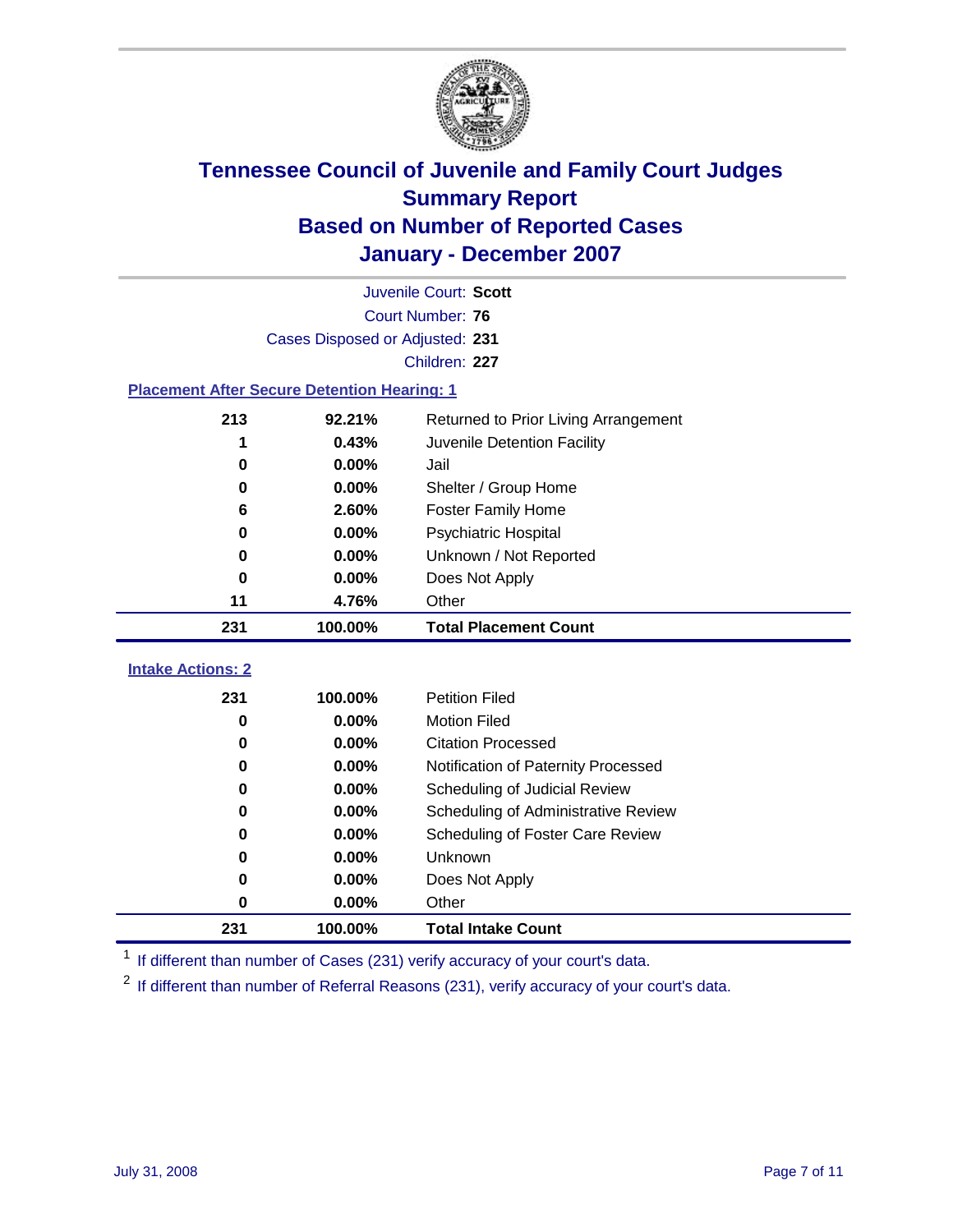# Tennessee Council of Juvenile and Family Court Judges
## Summary Report
## Based on Number of Reported Cases
## January - December 2007

Juvenile Court: **Scott**
Court Number: **76**
Cases Disposed or Adjusted: **231**
Children: **227**

### Placement After Secure Detention Hearing: 1

| | | |
|---|---|---|
| 213 | 92.21% | Returned to Prior Living Arrangement |
| 1 | 0.43% | Juvenile Detention Facility |
| 0 | 0.00% | Jail |
| 0 | 0.00% | Shelter / Group Home |
| 6 | 2.60% | Foster Family Home |
| 0 | 0.00% | Psychiatric Hospital |
| 0 | 0.00% | Unknown / Not Reported |
| 0 | 0.00% | Does Not Apply |
| 11 | 4.76% | Other |
| **231** | **100.00%** | **Total Placement Count** |

### Intake Actions: 2

| | | |
|---|---|---|
| 231 | 100.00% | Petition Filed |
| 0 | 0.00% | Motion Filed |
| 0 | 0.00% | Citation Processed |
| 0 | 0.00% | Notification of Paternity Processed |
| 0 | 0.00% | Scheduling of Judicial Review |
| 0 | 0.00% | Scheduling of Administrative Review |
| 0 | 0.00% | Scheduling of Foster Care Review |
| 0 | 0.00% | Unknown |
| 0 | 0.00% | Does Not Apply |
| 0 | 0.00% | Other |
| **231** | **100.00%** | **Total Intake Count** |

[1] If different than number of Cases (231) verify accuracy of your court's data.

[2] If different than number of Referral Reasons (231), verify accuracy of your court's data.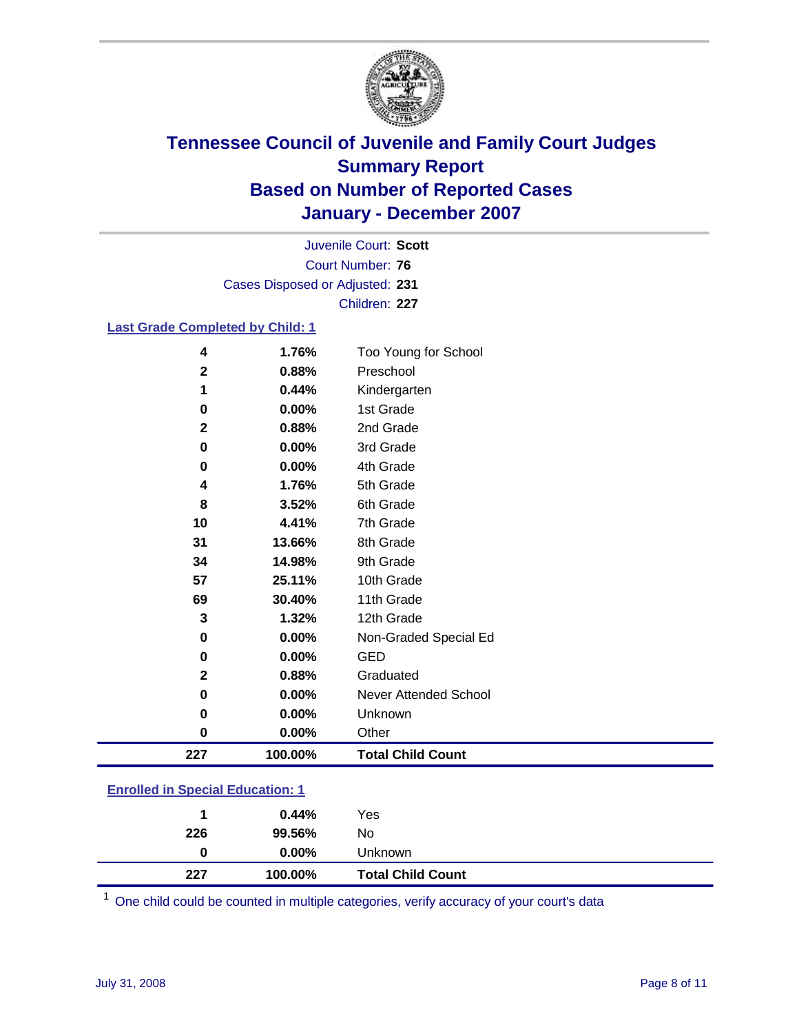# Tennessee Council of Juvenile and Family Court Judges
## Summary Report
## Based on Number of Reported Cases
## January - December 2007

Juvenile Court: **Scott**
Court Number: **76**
Cases Disposed or Adjusted: **231**
Children: **227**

### Last Grade Completed by Child: 1

| Count | Percent | Category |
|---|---|---|
| 4 | 1.76% | Too Young for School |
| 2 | 0.88% | Preschool |
| 1 | 0.44% | Kindergarten |
| 0 | 0.00% | 1st Grade |
| 2 | 0.88% | 2nd Grade |
| 0 | 0.00% | 3rd Grade |
| 0 | 0.00% | 4th Grade |
| 4 | 1.76% | 5th Grade |
| 8 | 3.52% | 6th Grade |
| 10 | 4.41% | 7th Grade |
| 31 | 13.66% | 8th Grade |
| 34 | 14.98% | 9th Grade |
| 57 | 25.11% | 10th Grade |
| 69 | 30.40% | 11th Grade |
| 3 | 1.32% | 12th Grade |
| 0 | 0.00% | Non-Graded Special Ed |
| 0 | 0.00% | GED |
| 2 | 0.88% | Graduated |
| 0 | 0.00% | Never Attended School |
| 0 | 0.00% | Unknown |
| 0 | 0.00% | Other |
| **227** | **100.00%** | **Total Child Count** |

### Enrolled in Special Education: 1

| Count | Percent | Category |
|---|---|---|
| 1 | 0.44% | Yes |
| 226 | 99.56% | No |
| 0 | 0.00% | Unknown |
| **227** | **100.00%** | **Total Child Count** |

[1] One child could be counted in multiple categories, verify accuracy of your court's data

July 31, 2008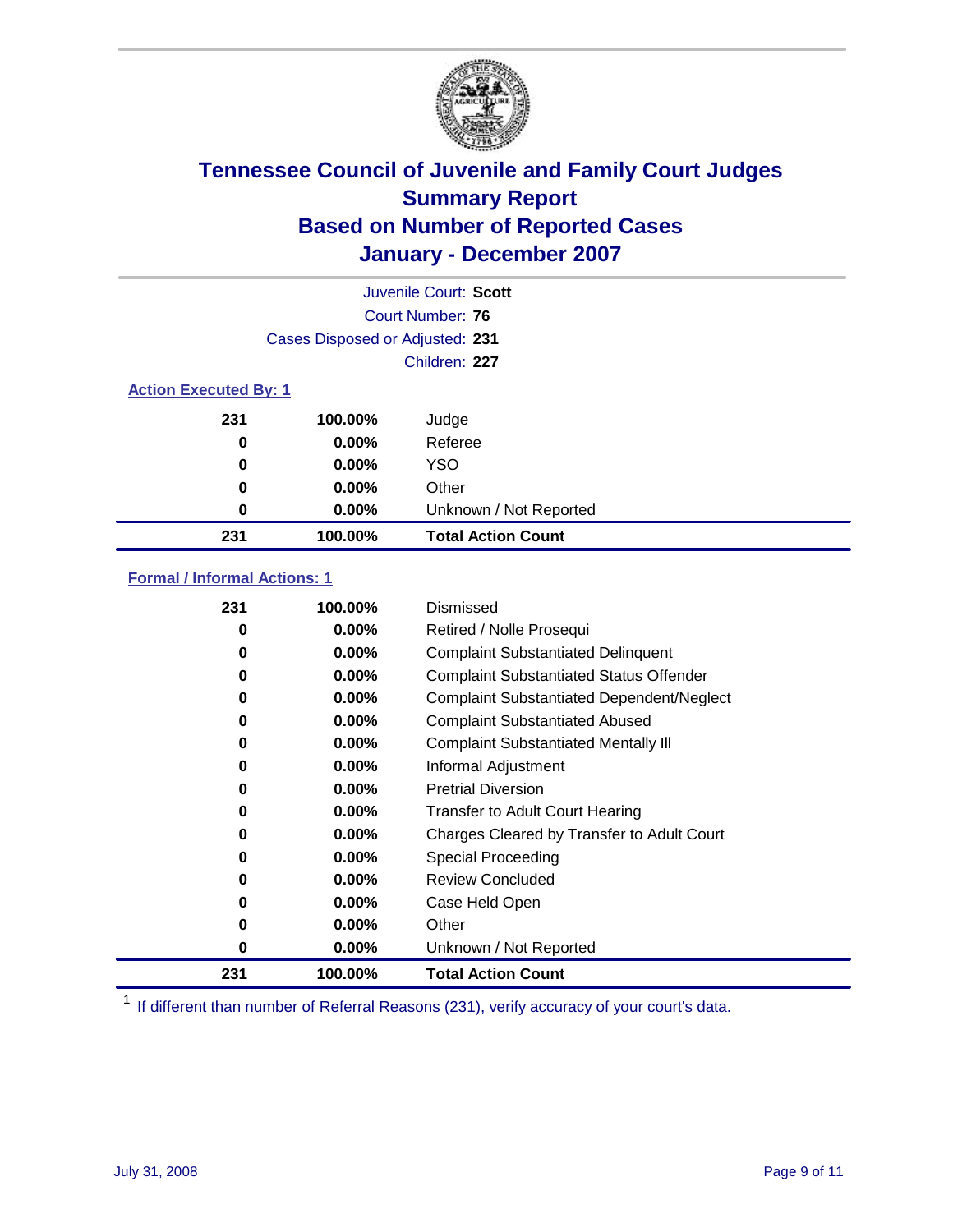# Tennessee Council of Juvenile and Family Court Judges
## Summary Report
## Based on Number of Reported Cases
## January - December 2007

Juvenile Court: **Scott**
Court Number: **76**
Cases Disposed or Adjusted: **231**
Children: **227**

### Action Executed By: 1

| | | |
|---|---|---|
| 231 | 100.00% | Judge |
| 0 | 0.00% | Referee |
| 0 | 0.00% | YSO |
| 0 | 0.00% | Other |
| 0 | 0.00% | Unknown / Not Reported |
| **231** | **100.00%** | **Total Action Count** |

### Formal / Informal Actions: 1

| | | |
|---|---|---|
| 231 | 100.00% | Dismissed |
| 0 | 0.00% | Retired / Nolle Prosequi |
| 0 | 0.00% | Complaint Substantiated Delinquent |
| 0 | 0.00% | Complaint Substantiated Status Offender |
| 0 | 0.00% | Complaint Substantiated Dependent/Neglect |
| 0 | 0.00% | Complaint Substantiated Abused |
| 0 | 0.00% | Complaint Substantiated Mentally Ill |
| 0 | 0.00% | Informal Adjustment |
| 0 | 0.00% | Pretrial Diversion |
| 0 | 0.00% | Transfer to Adult Court Hearing |
| 0 | 0.00% | Charges Cleared by Transfer to Adult Court |
| 0 | 0.00% | Special Proceeding |
| 0 | 0.00% | Review Concluded |
| 0 | 0.00% | Case Held Open |
| 0 | 0.00% | Other |
| 0 | 0.00% | Unknown / Not Reported |
| **231** | **100.00%** | **Total Action Count** |

[1] If different than number of Referral Reasons (231), verify accuracy of your court's data.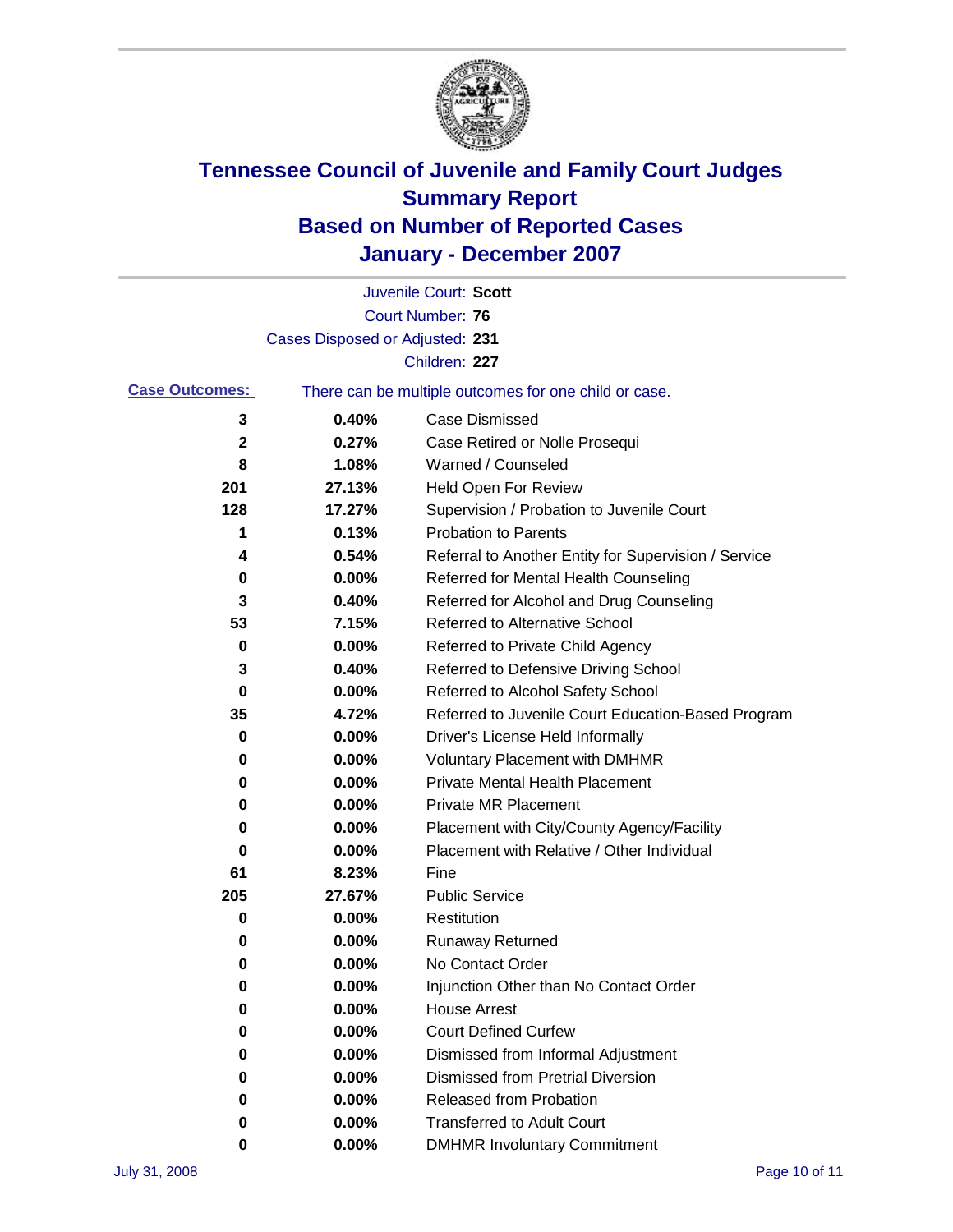# Tennessee Council of Juvenile and Family Court Judges
# Summary Report
# Based on Number of Reported Cases
# January - December 2007

Juvenile Court: **Scott**

Court Number: **76**

Cases Disposed or Adjusted: **231**

Children: **227**

**Case Outcomes:** There can be multiple outcomes for one child or case.

| | | |
|---|---|---|
| 3 | 0.40% | Case Dismissed |
| 2 | 0.27% | Case Retired or Nolle Prosequi |
| 8 | 1.08% | Warned / Counseled |
| 201 | 27.13% | Held Open For Review |
| 128 | 17.27% | Supervision / Probation to Juvenile Court |
| 1 | 0.13% | Probation to Parents |
| 4 | 0.54% | Referral to Another Entity for Supervision / Service |
| 0 | 0.00% | Referred for Mental Health Counseling |
| 3 | 0.40% | Referred for Alcohol and Drug Counseling |
| 53 | 7.15% | Referred to Alternative School |
| 0 | 0.00% | Referred to Private Child Agency |
| 3 | 0.40% | Referred to Defensive Driving School |
| 0 | 0.00% | Referred to Alcohol Safety School |
| 35 | 4.72% | Referred to Juvenile Court Education-Based Program |
| 0 | 0.00% | Driver's License Held Informally |
| 0 | 0.00% | Voluntary Placement with DMHMR |
| 0 | 0.00% | Private Mental Health Placement |
| 0 | 0.00% | Private MR Placement |
| 0 | 0.00% | Placement with City/County Agency/Facility |
| 0 | 0.00% | Placement with Relative / Other Individual |
| 61 | 8.23% | Fine |
| 205 | 27.67% | Public Service |
| 0 | 0.00% | Restitution |
| 0 | 0.00% | Runaway Returned |
| 0 | 0.00% | No Contact Order |
| 0 | 0.00% | Injunction Other than No Contact Order |
| 0 | 0.00% | House Arrest |
| 0 | 0.00% | Court Defined Curfew |
| 0 | 0.00% | Dismissed from Informal Adjustment |
| 0 | 0.00% | Dismissed from Pretrial Diversion |
| 0 | 0.00% | Released from Probation |
| 0 | 0.00% | Transferred to Adult Court |
| 0 | 0.00% | DMHMR Involuntary Commitment |

July 31, 2008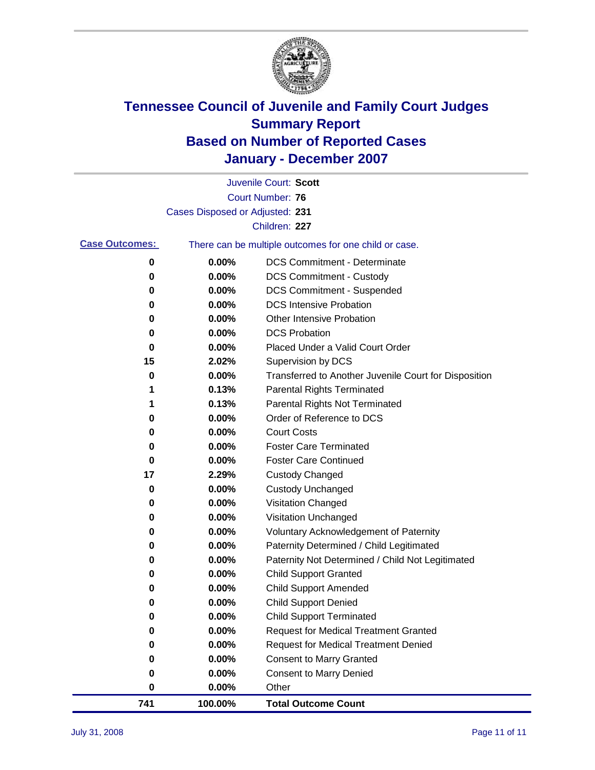# Tennessee Council of Juvenile and Family Court Judges
# Summary Report
# Based on Number of Reported Cases
# January - December 2007

Juvenile Court: **Scott**
Court Number: **76**
Cases Disposed or Adjusted: **231**
Children: **227**

**Case Outcomes:** There can be multiple outcomes for one child or case.

| | | |
|---|---|---|
| 0 | 0.00% | DCS Commitment - Determinate |
| 0 | 0.00% | DCS Commitment - Custody |
| 0 | 0.00% | DCS Commitment - Suspended |
| 0 | 0.00% | DCS Intensive Probation |
| 0 | 0.00% | Other Intensive Probation |
| 0 | 0.00% | DCS Probation |
| 0 | 0.00% | Placed Under a Valid Court Order |
| 15 | 2.02% | Supervision by DCS |
| 0 | 0.00% | Transferred to Another Juvenile Court for Disposition |
| 1 | 0.13% | Parental Rights Terminated |
| 1 | 0.13% | Parental Rights Not Terminated |
| 0 | 0.00% | Order of Reference to DCS |
| 0 | 0.00% | Court Costs |
| 0 | 0.00% | Foster Care Terminated |
| 0 | 0.00% | Foster Care Continued |
| 17 | 2.29% | Custody Changed |
| 0 | 0.00% | Custody Unchanged |
| 0 | 0.00% | Visitation Changed |
| 0 | 0.00% | Visitation Unchanged |
| 0 | 0.00% | Voluntary Acknowledgement of Paternity |
| 0 | 0.00% | Paternity Determined / Child Legitimated |
| 0 | 0.00% | Paternity Not Determined / Child Not Legitimated |
| 0 | 0.00% | Child Support Granted |
| 0 | 0.00% | Child Support Amended |
| 0 | 0.00% | Child Support Denied |
| 0 | 0.00% | Child Support Terminated |
| 0 | 0.00% | Request for Medical Treatment Granted |
| 0 | 0.00% | Request for Medical Treatment Denied |
| 0 | 0.00% | Consent to Marry Granted |
| 0 | 0.00% | Consent to Marry Denied |
| 0 | 0.00% | Other |
| **741** | **100.00%** | **Total Outcome Count** |

July 31, 2008